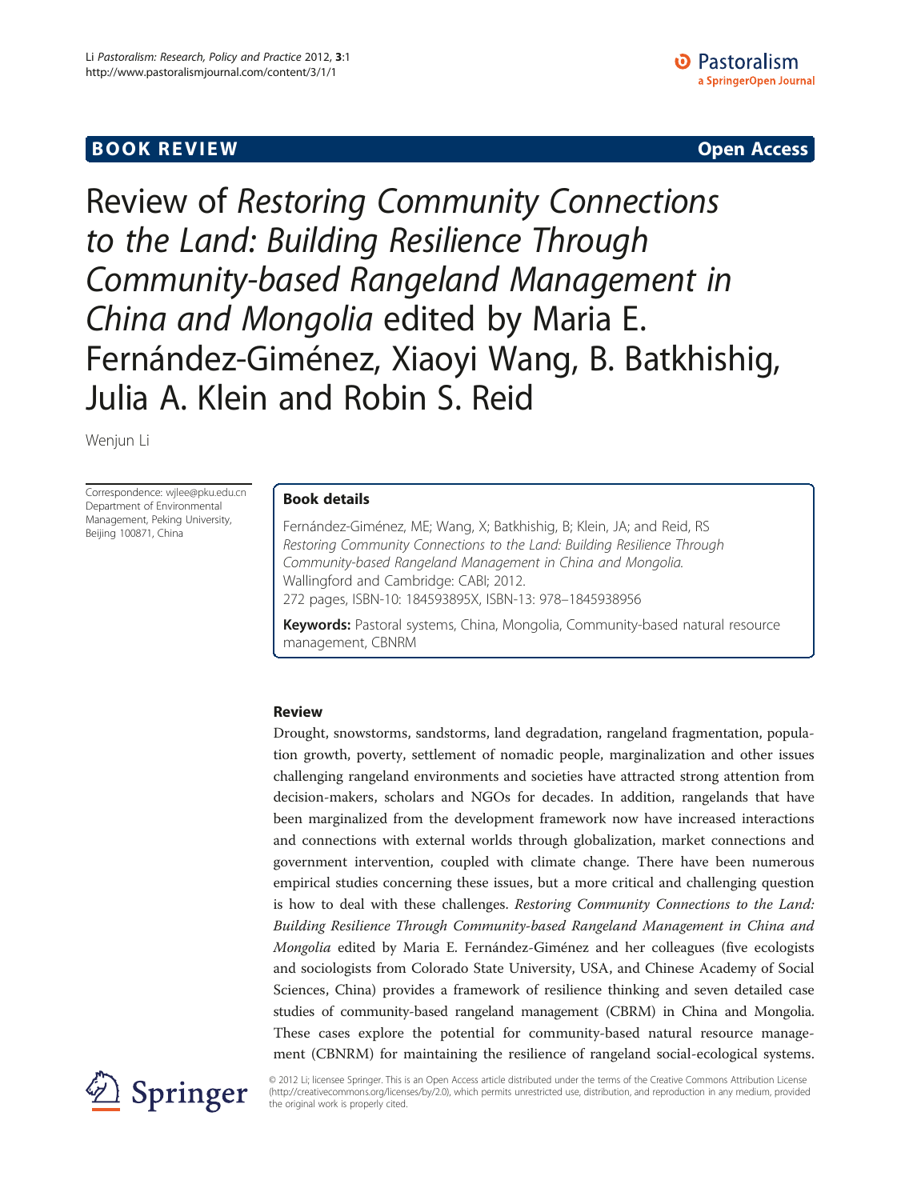**BOOK REVIEW** **Open Access**

# Review of *Restoring Community Connections to the Land: Building Resilience Through Community-based Rangeland Management in China and Mongolia* edited by Maria E. Fernández-Giménez, Xiaoyi Wang, B. Batkhishig, Julia A. Klein and Robin S. Reid

Wenjun Li

Correspondence: wjlee@pku.edu.cn
Department of Environmental Management, Peking University, Beijing 100871, China

### Book details

Fernández-Giménez, ME; Wang, X; Batkhishig, B; Klein, JA; and Reid, RS
*Restoring Community Connections to the Land: Building Resilience Through Community-based Rangeland Management in China and Mongolia.*
Wallingford and Cambridge: CABI; 2012.
272 pages, ISBN-10: 184593895X, ISBN-13: 978–1845938956

**Keywords:** Pastoral systems, China, Mongolia, Community-based natural resource management, CBNRM

## Review

Drought, snowstorms, sandstorms, land degradation, rangeland fragmentation, population growth, poverty, settlement of nomadic people, marginalization and other issues challenging rangeland environments and societies have attracted strong attention from decision-makers, scholars and NGOs for decades. In addition, rangelands that have been marginalized from the development framework now have increased interactions and connections with external worlds through globalization, market connections and government intervention, coupled with climate change. There have been numerous empirical studies concerning these issues, but a more critical and challenging question is how to deal with these challenges. *Restoring Community Connections to the Land: Building Resilience Through Community-based Rangeland Management in China and Mongolia* edited by Maria E. Fernández-Giménez and her colleagues (five ecologists and sociologists from Colorado State University, USA, and Chinese Academy of Social Sciences, China) provides a framework of resilience thinking and seven detailed case studies of community-based rangeland management (CBRM) in China and Mongolia. These cases explore the potential for community-based natural resource management (CBNRM) for maintaining the resilience of rangeland social-ecological systems.

© 2012 Li; licensee Springer. This is an Open Access article distributed under the terms of the Creative Commons Attribution License (http://creativecommons.org/licenses/by/2.0), which permits unrestricted use, distribution, and reproduction in any medium, provided the original work is properly cited.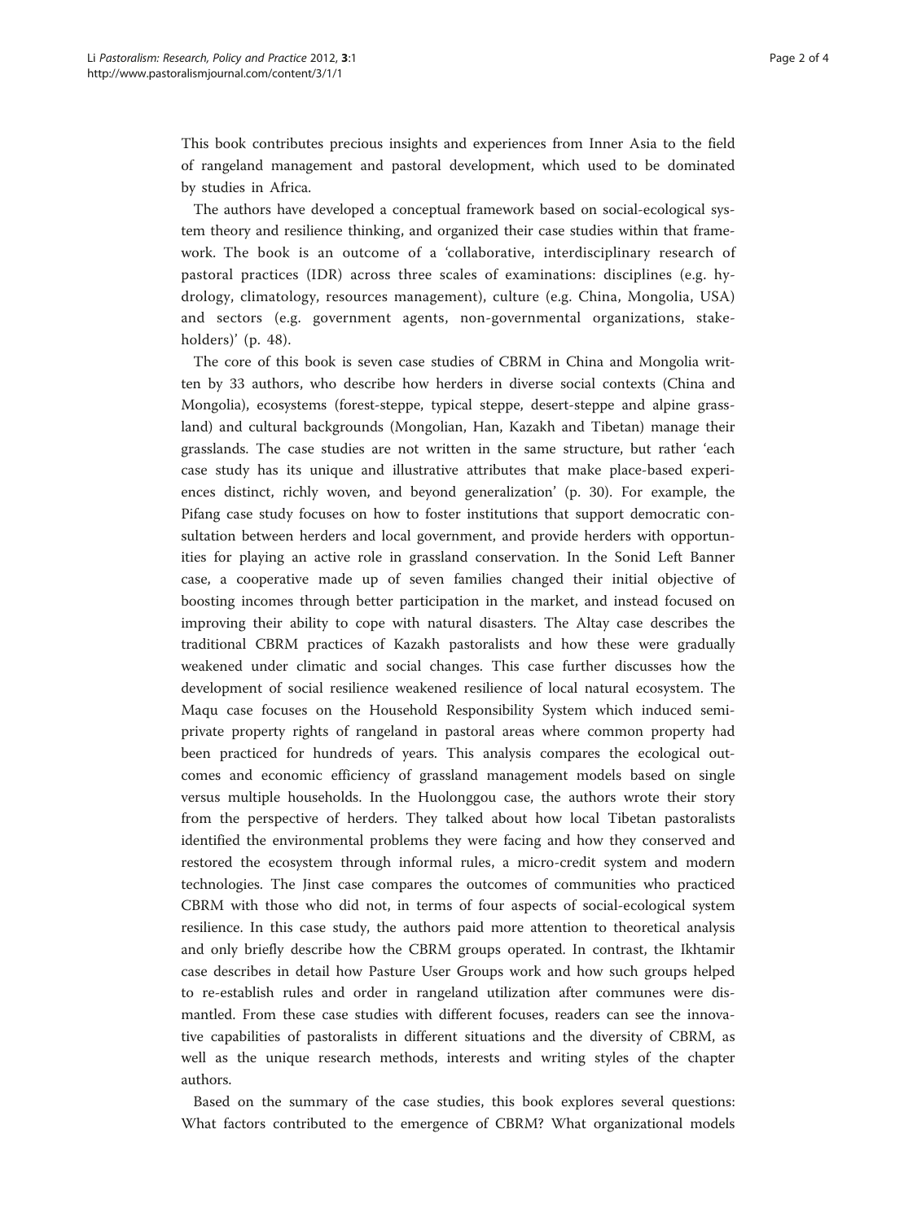This book contributes precious insights and experiences from Inner Asia to the field of rangeland management and pastoral development, which used to be dominated by studies in Africa.

The authors have developed a conceptual framework based on social-ecological system theory and resilience thinking, and organized their case studies within that framework. The book is an outcome of a 'collaborative, interdisciplinary research of pastoral practices (IDR) across three scales of examinations: disciplines (e.g. hydrology, climatology, resources management), culture (e.g. China, Mongolia, USA) and sectors (e.g. government agents, non-governmental organizations, stakeholders)' (p. 48).

The core of this book is seven case studies of CBRM in China and Mongolia written by 33 authors, who describe how herders in diverse social contexts (China and Mongolia), ecosystems (forest-steppe, typical steppe, desert-steppe and alpine grassland) and cultural backgrounds (Mongolian, Han, Kazakh and Tibetan) manage their grasslands. The case studies are not written in the same structure, but rather 'each case study has its unique and illustrative attributes that make place-based experiences distinct, richly woven, and beyond generalization' (p. 30). For example, the Pifang case study focuses on how to foster institutions that support democratic consultation between herders and local government, and provide herders with opportunities for playing an active role in grassland conservation. In the Sonid Left Banner case, a cooperative made up of seven families changed their initial objective of boosting incomes through better participation in the market, and instead focused on improving their ability to cope with natural disasters. The Altay case describes the traditional CBRM practices of Kazakh pastoralists and how these were gradually weakened under climatic and social changes. This case further discusses how the development of social resilience weakened resilience of local natural ecosystem. The Maqu case focuses on the Household Responsibility System which induced semi-private property rights of rangeland in pastoral areas where common property had been practiced for hundreds of years. This analysis compares the ecological outcomes and economic efficiency of grassland management models based on single versus multiple households. In the Huolonggou case, the authors wrote their story from the perspective of herders. They talked about how local Tibetan pastoralists identified the environmental problems they were facing and how they conserved and restored the ecosystem through informal rules, a micro-credit system and modern technologies. The Jinst case compares the outcomes of communities who practiced CBRM with those who did not, in terms of four aspects of social-ecological system resilience. In this case study, the authors paid more attention to theoretical analysis and only briefly describe how the CBRM groups operated. In contrast, the Ikhtamir case describes in detail how Pasture User Groups work and how such groups helped to re-establish rules and order in rangeland utilization after communes were dismantled. From these case studies with different focuses, readers can see the innovative capabilities of pastoralists in different situations and the diversity of CBRM, as well as the unique research methods, interests and writing styles of the chapter authors.

Based on the summary of the case studies, this book explores several questions: What factors contributed to the emergence of CBRM? What organizational models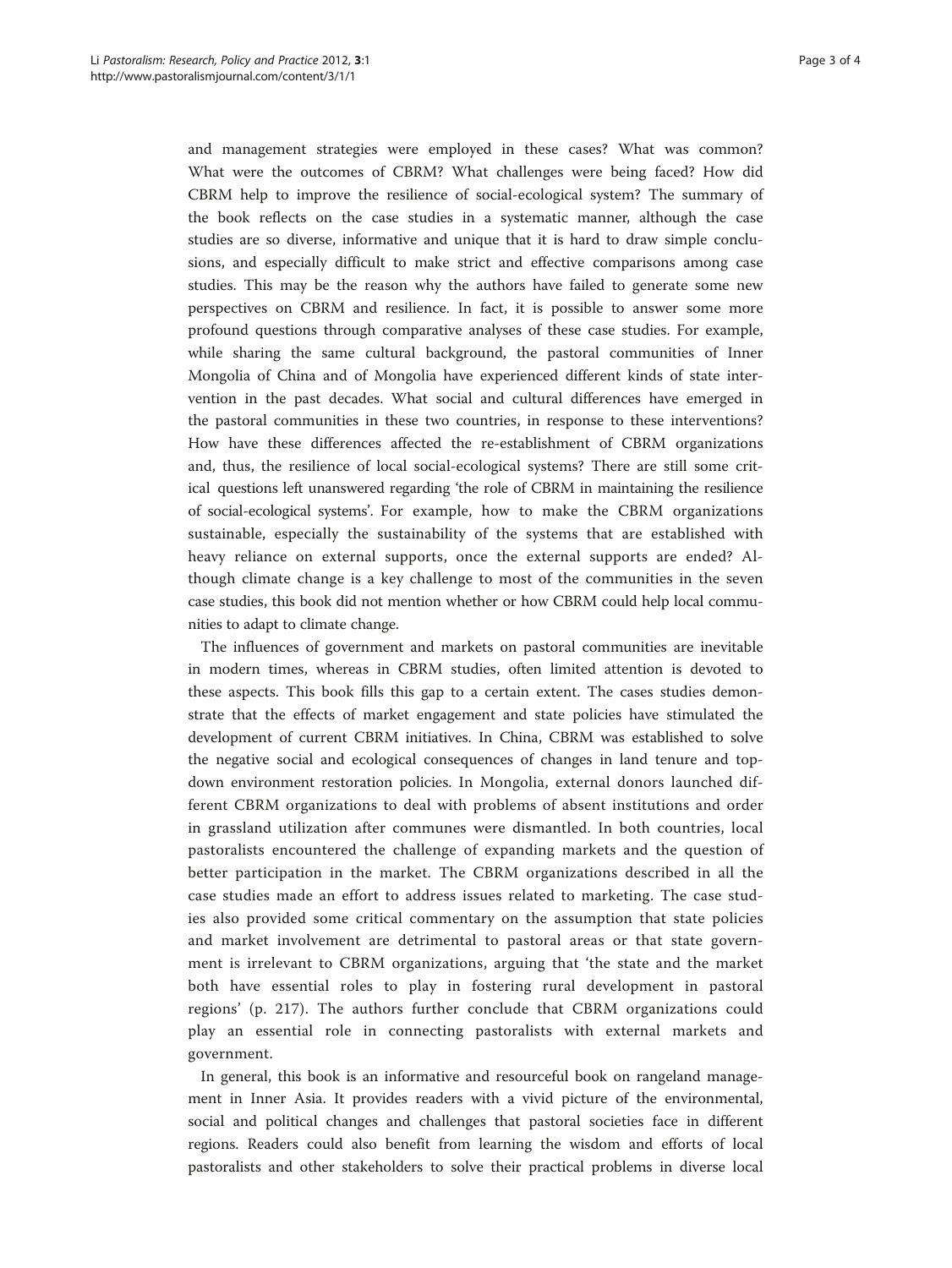and management strategies were employed in these cases? What was common? What were the outcomes of CBRM? What challenges were being faced? How did CBRM help to improve the resilience of social-ecological system? The summary of the book reflects on the case studies in a systematic manner, although the case studies are so diverse, informative and unique that it is hard to draw simple conclusions, and especially difficult to make strict and effective comparisons among case studies. This may be the reason why the authors have failed to generate some new perspectives on CBRM and resilience. In fact, it is possible to answer some more profound questions through comparative analyses of these case studies. For example, while sharing the same cultural background, the pastoral communities of Inner Mongolia of China and of Mongolia have experienced different kinds of state intervention in the past decades. What social and cultural differences have emerged in the pastoral communities in these two countries, in response to these interventions? How have these differences affected the re-establishment of CBRM organizations and, thus, the resilience of local social-ecological systems? There are still some critical questions left unanswered regarding 'the role of CBRM in maintaining the resilience of social-ecological systems'. For example, how to make the CBRM organizations sustainable, especially the sustainability of the systems that are established with heavy reliance on external supports, once the external supports are ended? Although climate change is a key challenge to most of the communities in the seven case studies, this book did not mention whether or how CBRM could help local communities to adapt to climate change.

The influences of government and markets on pastoral communities are inevitable in modern times, whereas in CBRM studies, often limited attention is devoted to these aspects. This book fills this gap to a certain extent. The cases studies demonstrate that the effects of market engagement and state policies have stimulated the development of current CBRM initiatives. In China, CBRM was established to solve the negative social and ecological consequences of changes in land tenure and top-down environment restoration policies. In Mongolia, external donors launched different CBRM organizations to deal with problems of absent institutions and order in grassland utilization after communes were dismantled. In both countries, local pastoralists encountered the challenge of expanding markets and the question of better participation in the market. The CBRM organizations described in all the case studies made an effort to address issues related to marketing. The case studies also provided some critical commentary on the assumption that state policies and market involvement are detrimental to pastoral areas or that state government is irrelevant to CBRM organizations, arguing that 'the state and the market both have essential roles to play in fostering rural development in pastoral regions' (p. 217). The authors further conclude that CBRM organizations could play an essential role in connecting pastoralists with external markets and government.

In general, this book is an informative and resourceful book on rangeland management in Inner Asia. It provides readers with a vivid picture of the environmental, social and political changes and challenges that pastoral societies face in different regions. Readers could also benefit from learning the wisdom and efforts of local pastoralists and other stakeholders to solve their practical problems in diverse local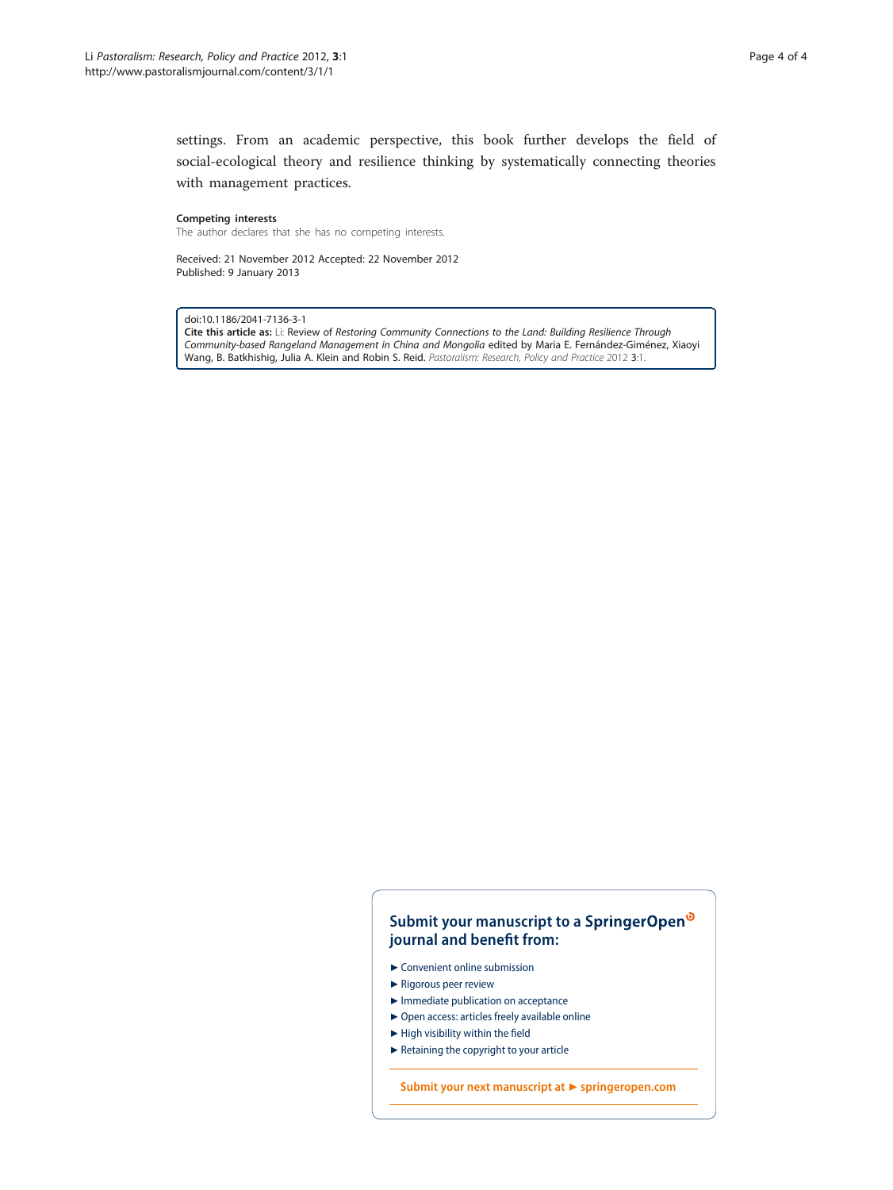settings. From an academic perspective, this book further develops the field of social-ecological theory and resilience thinking by systematically connecting theories with management practices.

#### Competing interests

The author declares that she has no competing interests.

Received: 21 November 2012 Accepted: 22 November 2012
Published: 9 January 2013

doi:10.1186/2041-7136-3-1
**Cite this article as:** Li: Review of *Restoring Community Connections to the Land: Building Resilience Through Community-based Rangeland Management in China and Mongolia* edited by Maria E. Fernández-Giménez, Xiaoyi Wang, B. Batkhishig, Julia A. Klein and Robin S. Reid. *Pastoralism: Research, Policy and Practice* 2012 **3**:1.

**Submit your manuscript to a SpringerOpen journal and benefit from:**

- ► Convenient online submission
- ► Rigorous peer review
- ► Immediate publication on acceptance
- ► Open access: articles freely available online
- ► High visibility within the field
- ► Retaining the copyright to your article

**Submit your next manuscript at ► springeropen.com**